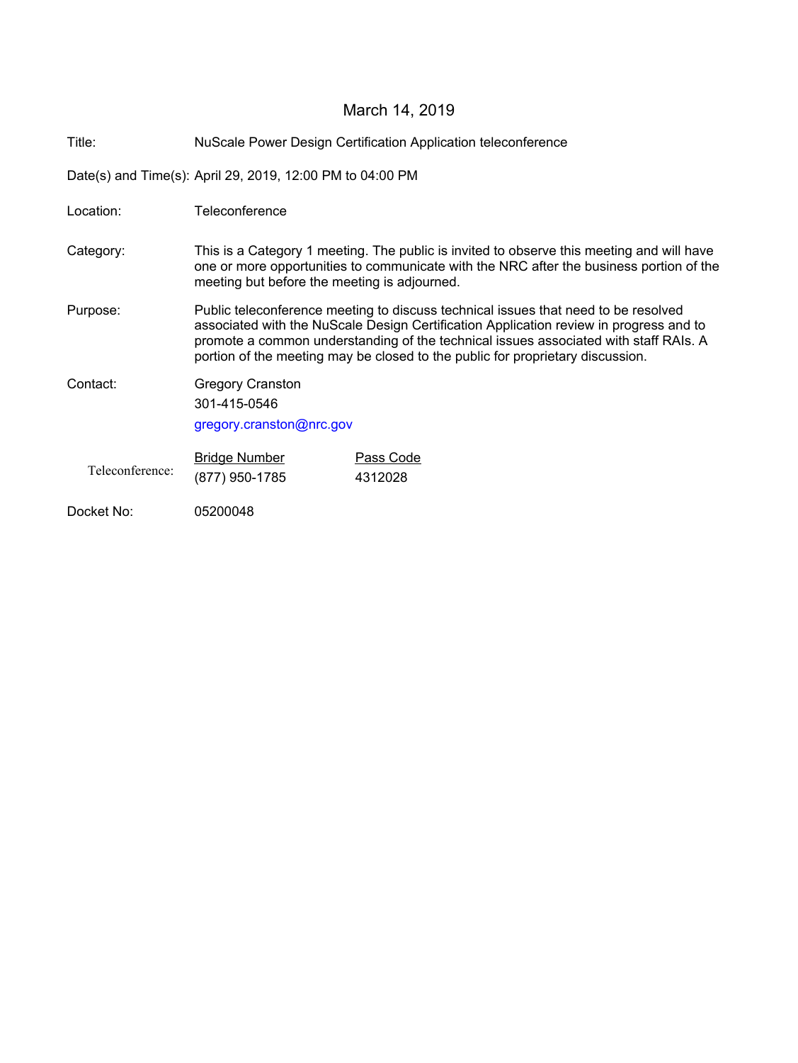March 14, 2019

| | |
|---|---|
| Title: | NuScale Power Design Certification Application teleconference |
| Date(s) and Time(s): | April 29, 2019, 12:00 PM to 04:00 PM |
| Location: | Teleconference |
| Category: | This is a Category 1 meeting. The public is invited to observe this meeting and will have one or more opportunities to communicate with the NRC after the business portion of the meeting but before the meeting is adjourned. |
| Purpose: | Public teleconference meeting to discuss technical issues that need to be resolved associated with the NuScale Design Certification Application review in progress and to promote a common understanding of the technical issues associated with staff RAIs. A portion of the meeting may be closed to the public for proprietary discussion. |
| Contact: | Gregory Cranston<br>301-415-0546<br>gregory.cranston@nrc.gov |

| Teleconference: | Bridge Number | Pass Code |
|---|---|---|
| | (877) 950-1785 | 4312028 |

Docket No: 05200048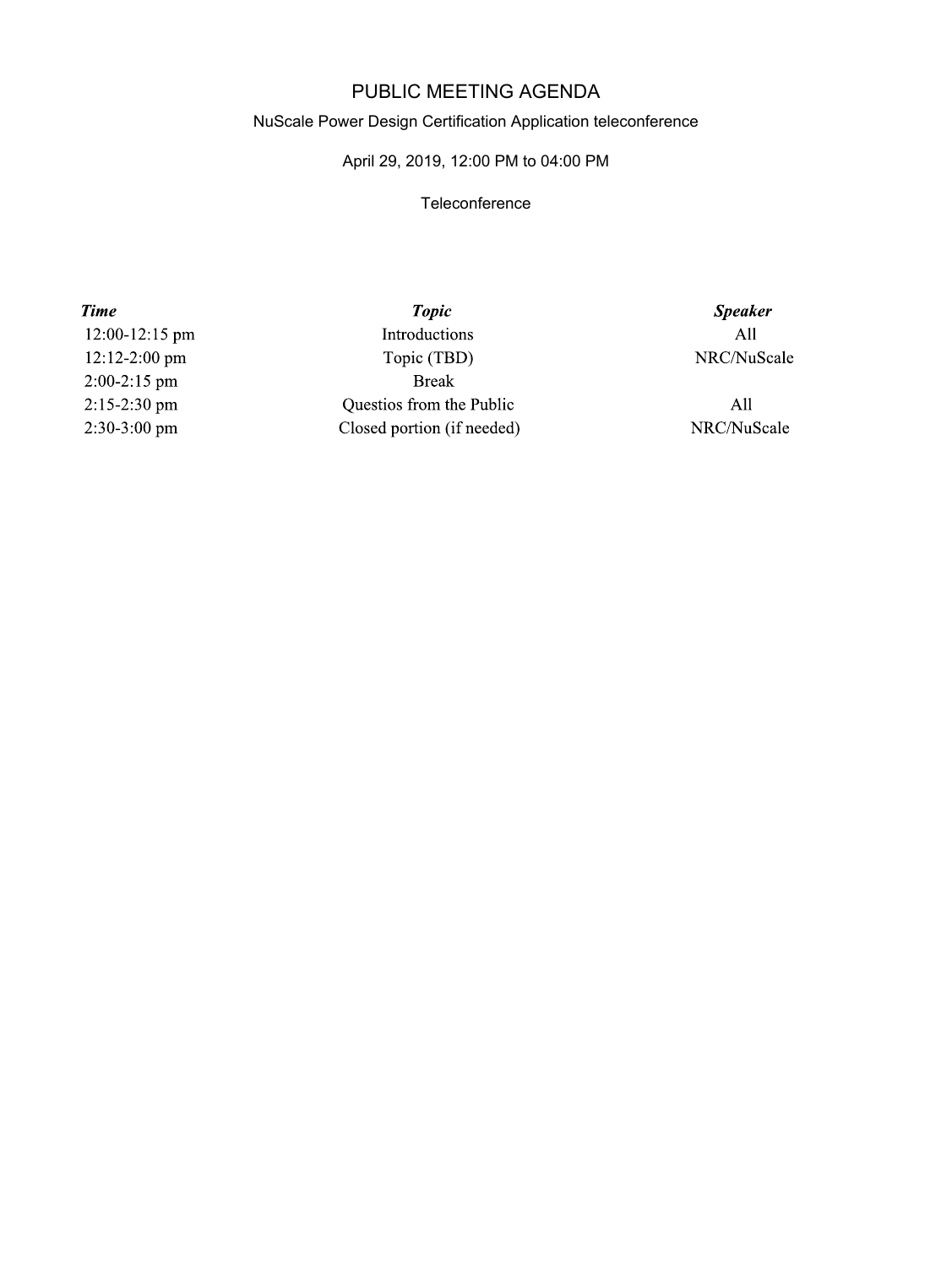# PUBLIC MEETING AGENDA

NuScale Power Design Certification Application teleconference

April 29, 2019, 12:00 PM to 04:00 PM

Teleconference

| *Time* | *Topic* | *Speaker* |
|---|---|---|
| 12:00-12:15 pm | Introductions | All |
| 12:12-2:00 pm | Topic (TBD) | NRC/NuScale |
| 2:00-2:15 pm | Break | |
| 2:15-2:30 pm | Questios from the Public | All |
| 2:30-3:00 pm | Closed portion (if needed) | NRC/NuScale |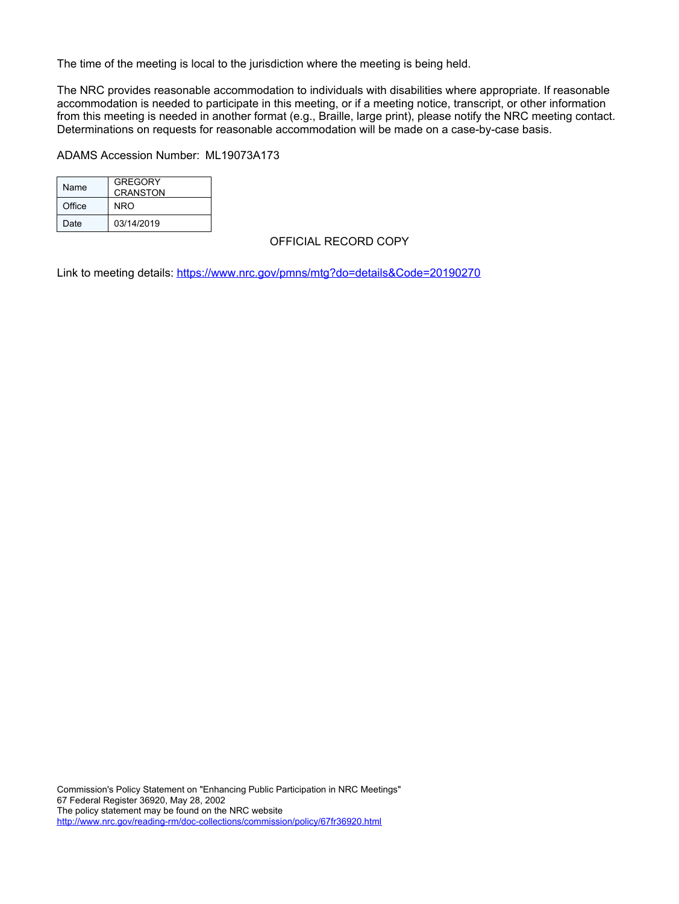The time of the meeting is local to the jurisdiction where the meeting is being held.

The NRC provides reasonable accommodation to individuals with disabilities where appropriate. If reasonable accommodation is needed to participate in this meeting, or if a meeting notice, transcript, or other information from this meeting is needed in another format (e.g., Braille, large print), please notify the NRC meeting contact. Determinations on requests for reasonable accommodation will be made on a case-by-case basis.

ADAMS Accession Number: ML19073A173

| | |
|---|---|
| Name | GREGORY CRANSTON |
| Office | NRO |
| Date | 03/14/2019 |

OFFICIAL RECORD COPY

Link to meeting details: https://www.nrc.gov/pmns/mtg?do=details&Code=20190270

Commission's Policy Statement on "Enhancing Public Participation in NRC Meetings"
67 Federal Register 36920, May 28, 2002
The policy statement may be found on the NRC website
http://www.nrc.gov/reading-rm/doc-collections/commission/policy/67fr36920.html